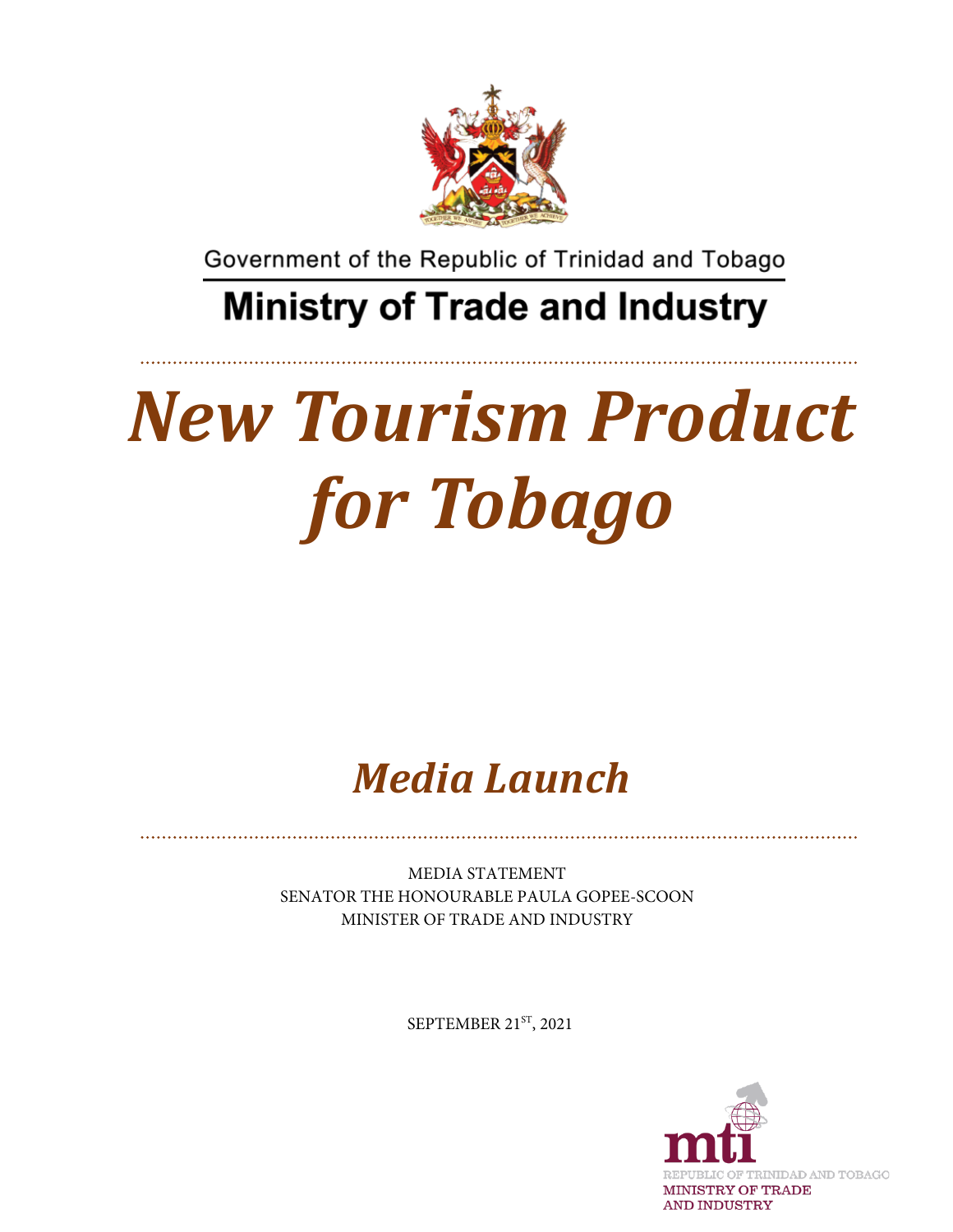Government of the Republic of Trinidad and Tobago

**Ministry of Trade and Industry**

# *New Tourism Product for Tobago*

## *Media Launch*

MEDIA STATEMENT
SENATOR THE HONOURABLE PAULA GOPEE-SCOON
MINISTER OF TRADE AND INDUSTRY

SEPTEMBER 21ST, 2021

mti
REPUBLIC OF TRINIDAD AND TOBAGO
MINISTRY OF TRADE AND INDUSTRY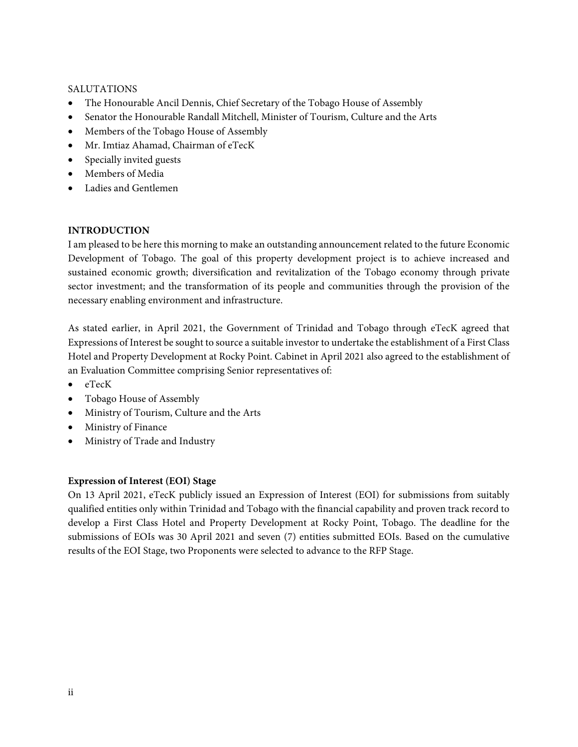SALUTATIONS

- The Honourable Ancil Dennis, Chief Secretary of the Tobago House of Assembly
- Senator the Honourable Randall Mitchell, Minister of Tourism, Culture and the Arts
- Members of the Tobago House of Assembly
- Mr. Imtiaz Ahamad, Chairman of eTecK
- Specially invited guests
- Members of Media
- Ladies and Gentlemen

**INTRODUCTION**

I am pleased to be here this morning to make an outstanding announcement related to the future Economic Development of Tobago. The goal of this property development project is to achieve increased and sustained economic growth; diversification and revitalization of the Tobago economy through private sector investment; and the transformation of its people and communities through the provision of the necessary enabling environment and infrastructure.

As stated earlier, in April 2021, the Government of Trinidad and Tobago through eTecK agreed that Expressions of Interest be sought to source a suitable investor to undertake the establishment of a First Class Hotel and Property Development at Rocky Point. Cabinet in April 2021 also agreed to the establishment of an Evaluation Committee comprising Senior representatives of:

- eTecK
- Tobago House of Assembly
- Ministry of Tourism, Culture and the Arts
- Ministry of Finance
- Ministry of Trade and Industry

**Expression of Interest (EOI) Stage**

On 13 April 2021, eTecK publicly issued an Expression of Interest (EOI) for submissions from suitably qualified entities only within Trinidad and Tobago with the financial capability and proven track record to develop a First Class Hotel and Property Development at Rocky Point, Tobago. The deadline for the submissions of EOIs was 30 April 2021 and seven (7) entities submitted EOIs. Based on the cumulative results of the EOI Stage, two Proponents were selected to advance to the RFP Stage.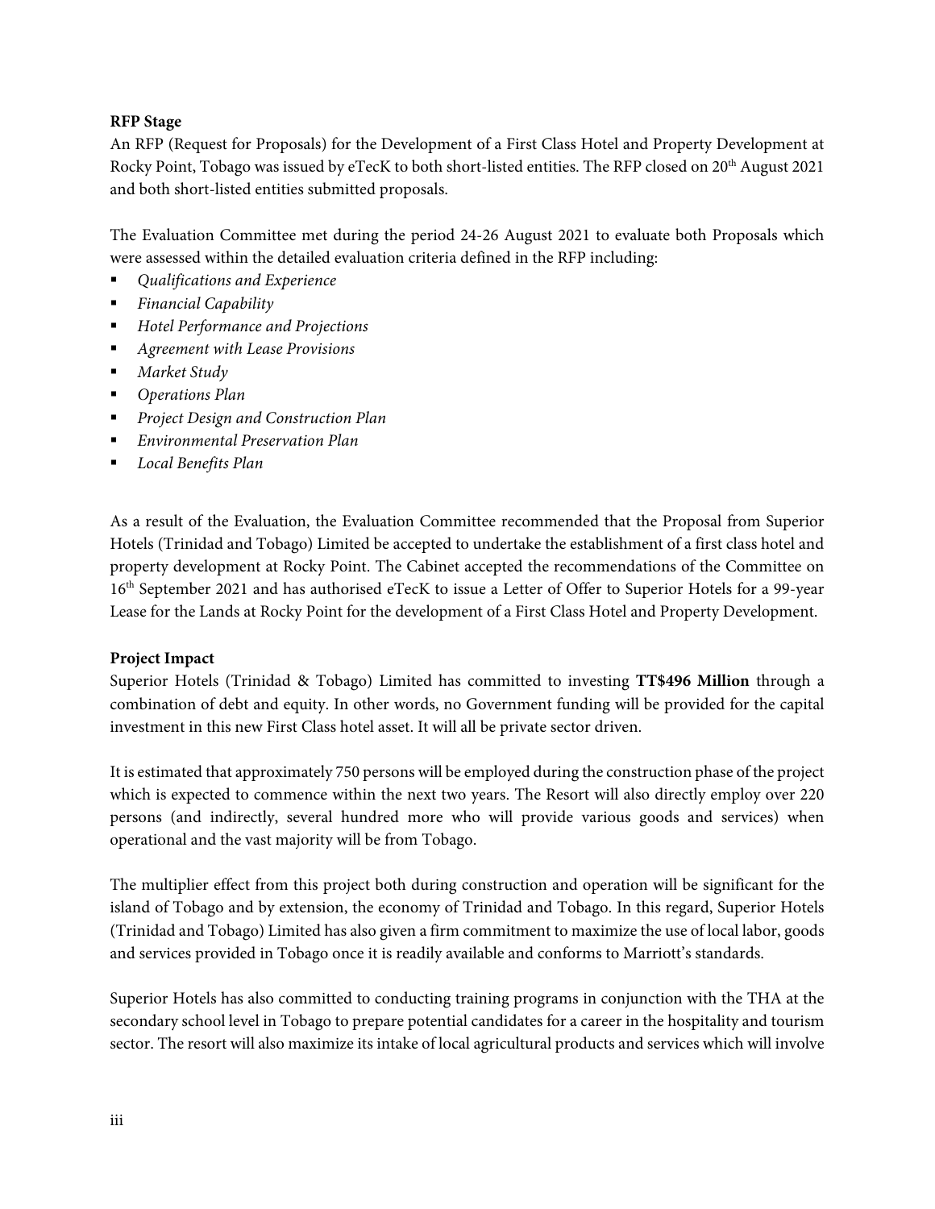**RFP Stage**

An RFP (Request for Proposals) for the Development of a First Class Hotel and Property Development at Rocky Point, Tobago was issued by eTecK to both short-listed entities. The RFP closed on 20th August 2021 and both short-listed entities submitted proposals.

The Evaluation Committee met during the period 24-26 August 2021 to evaluate both Proposals which were assessed within the detailed evaluation criteria defined in the RFP including:

- *Qualifications and Experience*
- *Financial Capability*
- *Hotel Performance and Projections*
- *Agreement with Lease Provisions*
- *Market Study*
- *Operations Plan*
- *Project Design and Construction Plan*
- *Environmental Preservation Plan*
- *Local Benefits Plan*

As a result of the Evaluation, the Evaluation Committee recommended that the Proposal from Superior Hotels (Trinidad and Tobago) Limited be accepted to undertake the establishment of a first class hotel and property development at Rocky Point. The Cabinet accepted the recommendations of the Committee on 16th September 2021 and has authorised eTecK to issue a Letter of Offer to Superior Hotels for a 99-year Lease for the Lands at Rocky Point for the development of a First Class Hotel and Property Development.

**Project Impact**

Superior Hotels (Trinidad & Tobago) Limited has committed to investing **TT$496 Million** through a combination of debt and equity. In other words, no Government funding will be provided for the capital investment in this new First Class hotel asset. It will all be private sector driven.

It is estimated that approximately 750 persons will be employed during the construction phase of the project which is expected to commence within the next two years. The Resort will also directly employ over 220 persons (and indirectly, several hundred more who will provide various goods and services) when operational and the vast majority will be from Tobago.

The multiplier effect from this project both during construction and operation will be significant for the island of Tobago and by extension, the economy of Trinidad and Tobago. In this regard, Superior Hotels (Trinidad and Tobago) Limited has also given a firm commitment to maximize the use of local labor, goods and services provided in Tobago once it is readily available and conforms to Marriott's standards.

Superior Hotels has also committed to conducting training programs in conjunction with the THA at the secondary school level in Tobago to prepare potential candidates for a career in the hospitality and tourism sector. The resort will also maximize its intake of local agricultural products and services which will involve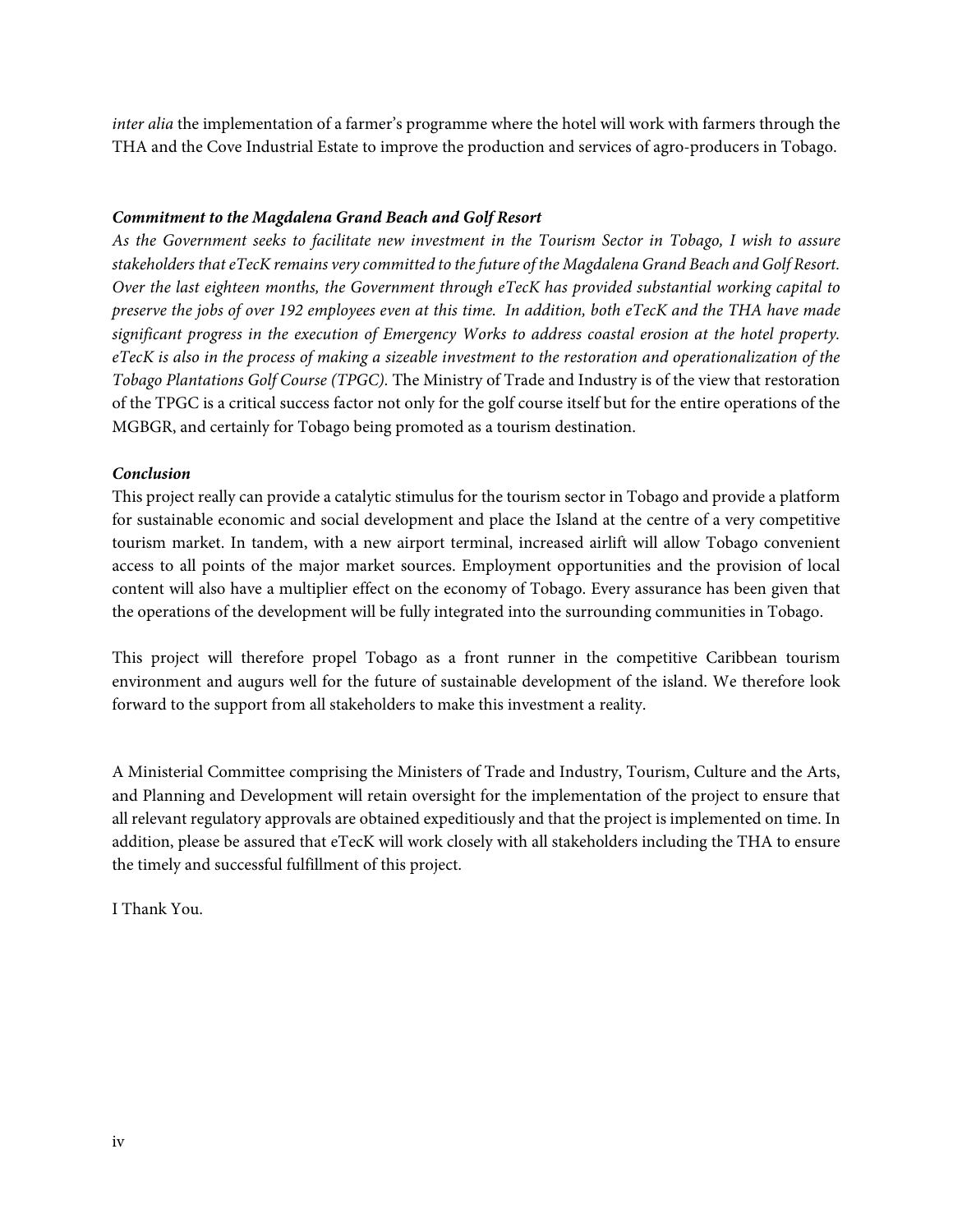*inter alia* the implementation of a farmer's programme where the hotel will work with farmers through the THA and the Cove Industrial Estate to improve the production and services of agro-producers in Tobago.

***Commitment to the Magdalena Grand Beach and Golf Resort***

*As the Government seeks to facilitate new investment in the Tourism Sector in Tobago, I wish to assure stakeholders that eTecK remains very committed to the future of the Magdalena Grand Beach and Golf Resort. Over the last eighteen months, the Government through eTecK has provided substantial working capital to preserve the jobs of over 192 employees even at this time. In addition, both eTecK and the THA have made significant progress in the execution of Emergency Works to address coastal erosion at the hotel property. eTecK is also in the process of making a sizeable investment to the restoration and operationalization of the Tobago Plantations Golf Course (TPGC).* The Ministry of Trade and Industry is of the view that restoration of the TPGC is a critical success factor not only for the golf course itself but for the entire operations of the MGBGR, and certainly for Tobago being promoted as a tourism destination.

***Conclusion***

This project really can provide a catalytic stimulus for the tourism sector in Tobago and provide a platform for sustainable economic and social development and place the Island at the centre of a very competitive tourism market. In tandem, with a new airport terminal, increased airlift will allow Tobago convenient access to all points of the major market sources. Employment opportunities and the provision of local content will also have a multiplier effect on the economy of Tobago. Every assurance has been given that the operations of the development will be fully integrated into the surrounding communities in Tobago.

This project will therefore propel Tobago as a front runner in the competitive Caribbean tourism environment and augurs well for the future of sustainable development of the island. We therefore look forward to the support from all stakeholders to make this investment a reality.

A Ministerial Committee comprising the Ministers of Trade and Industry, Tourism, Culture and the Arts, and Planning and Development will retain oversight for the implementation of the project to ensure that all relevant regulatory approvals are obtained expeditiously and that the project is implemented on time. In addition, please be assured that eTecK will work closely with all stakeholders including the THA to ensure the timely and successful fulfillment of this project.

I Thank You.